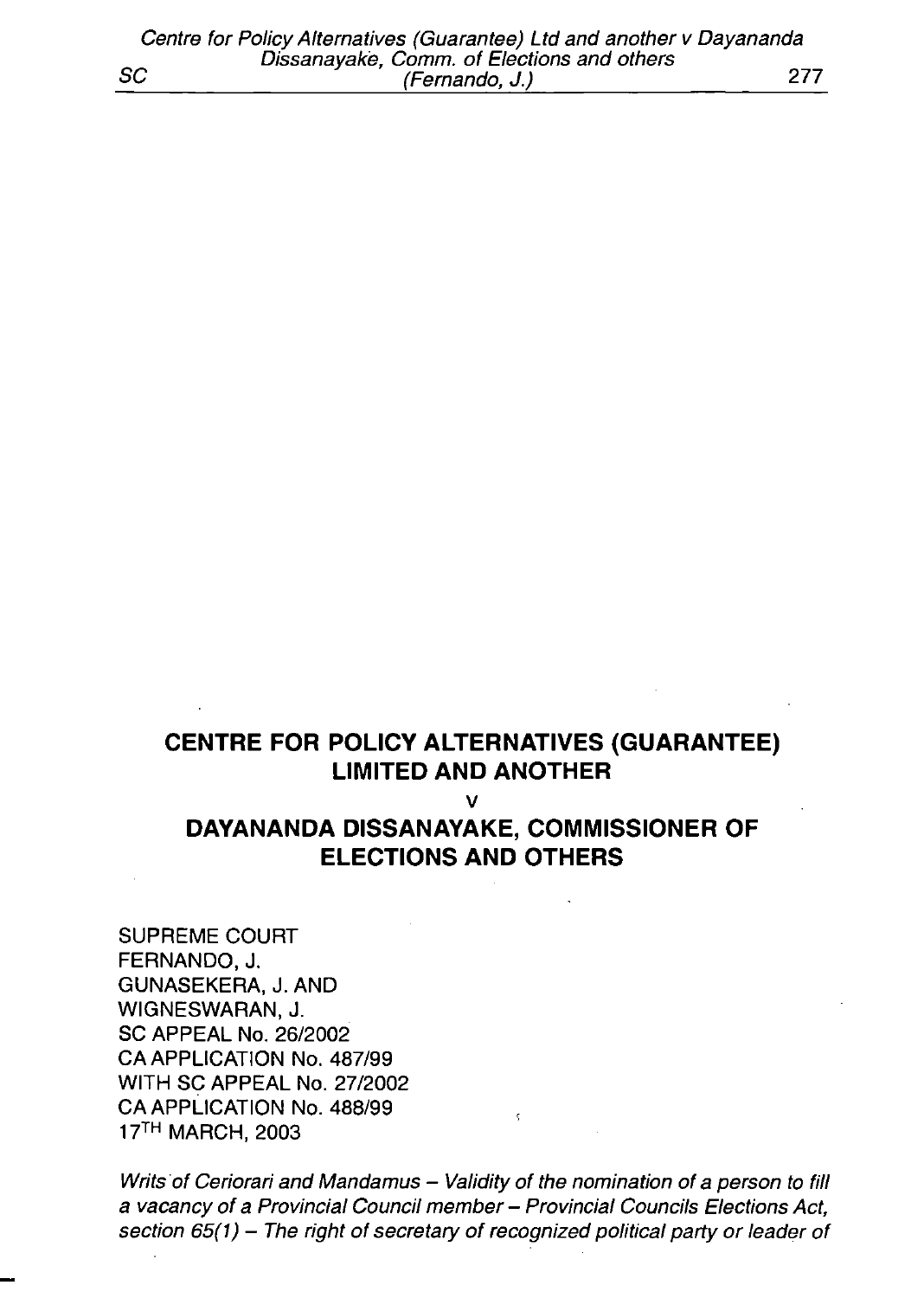# CENTRE FOR POLICY ALTERNATIVES (GUARANTEE) LIMITED AND ANOTHER

v

# DAYANANDA DISSANAYAKE, COMMISSIONER OF ELECTIONS AND OTHERS

SUPREME COURT
FERNANDO, J.
GUNASEKERA, J. AND
WIGNESWARAN, J.
SC APPEAL No. 26/2002
CA APPLICATION No. 487/99
WITH SC APPEAL No. 27/2002
CA APPLICATION No. 488/99
17TH MARCH, 2003

*Writs of Ceriorari and Mandamus – Validity of the nomination of a person to fill a vacancy of a Provincial Council member – Provincial Councils Elections Act, section 65(1) – The right of secretary of recognized political party or leader of*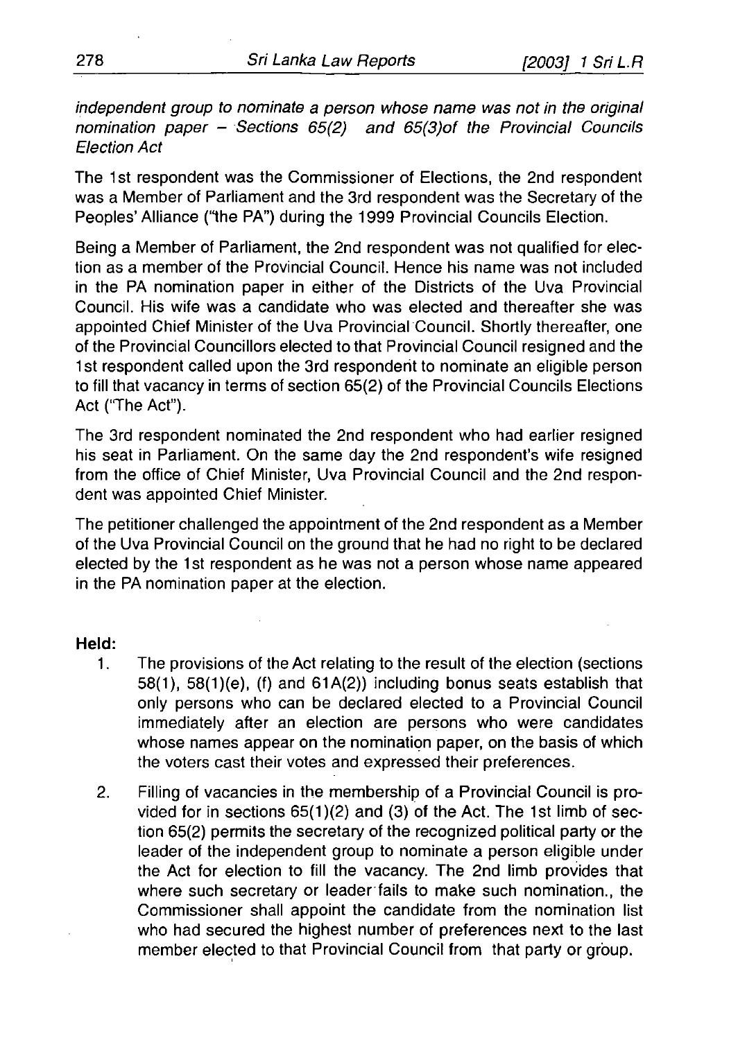*independent group to nominate a person whose name was not in the original nomination paper – Sections 65(2) and 65(3)of the Provincial Councils Election Act*

The 1st respondent was the Commissioner of Elections, the 2nd respondent was a Member of Parliament and the 3rd respondent was the Secretary of the Peoples' Alliance ("the PA") during the 1999 Provincial Councils Election.

Being a Member of Parliament, the 2nd respondent was not qualified for election as a member of the Provincial Council. Hence his name was not included in the PA nomination paper in either of the Districts of the Uva Provincial Council. His wife was a candidate who was elected and thereafter she was appointed Chief Minister of the Uva Provincial Council. Shortly thereafter, one of the Provincial Councillors elected to that Provincial Council resigned and the 1st respondent called upon the 3rd respondent to nominate an eligible person to fill that vacancy in terms of section 65(2) of the Provincial Councils Elections Act ("The Act").

The 3rd respondent nominated the 2nd respondent who had earlier resigned his seat in Parliament. On the same day the 2nd respondent's wife resigned from the office of Chief Minister, Uva Provincial Council and the 2nd respondent was appointed Chief Minister.

The petitioner challenged the appointment of the 2nd respondent as a Member of the Uva Provincial Council on the ground that he had no right to be declared elected by the 1st respondent as he was not a person whose name appeared in the PA nomination paper at the election.

**Held:**

1. The provisions of the Act relating to the result of the election (sections 58(1), 58(1)(e), (f) and 61A(2)) including bonus seats establish that only persons who can be declared elected to a Provincial Council immediately after an election are persons who were candidates whose names appear on the nomination paper, on the basis of which the voters cast their votes and expressed their preferences.
2. Filling of vacancies in the membership of a Provincial Council is provided for in sections 65(1)(2) and (3) of the Act. The 1st limb of section 65(2) permits the secretary of the recognized political party or the leader of the independent group to nominate a person eligible under the Act for election to fill the vacancy. The 2nd limb provides that where such secretary or leader fails to make such nomination., the Commissioner shall appoint the candidate from the nomination list who had secured the highest number of preferences next to the last member elected to that Provincial Council from that party or group.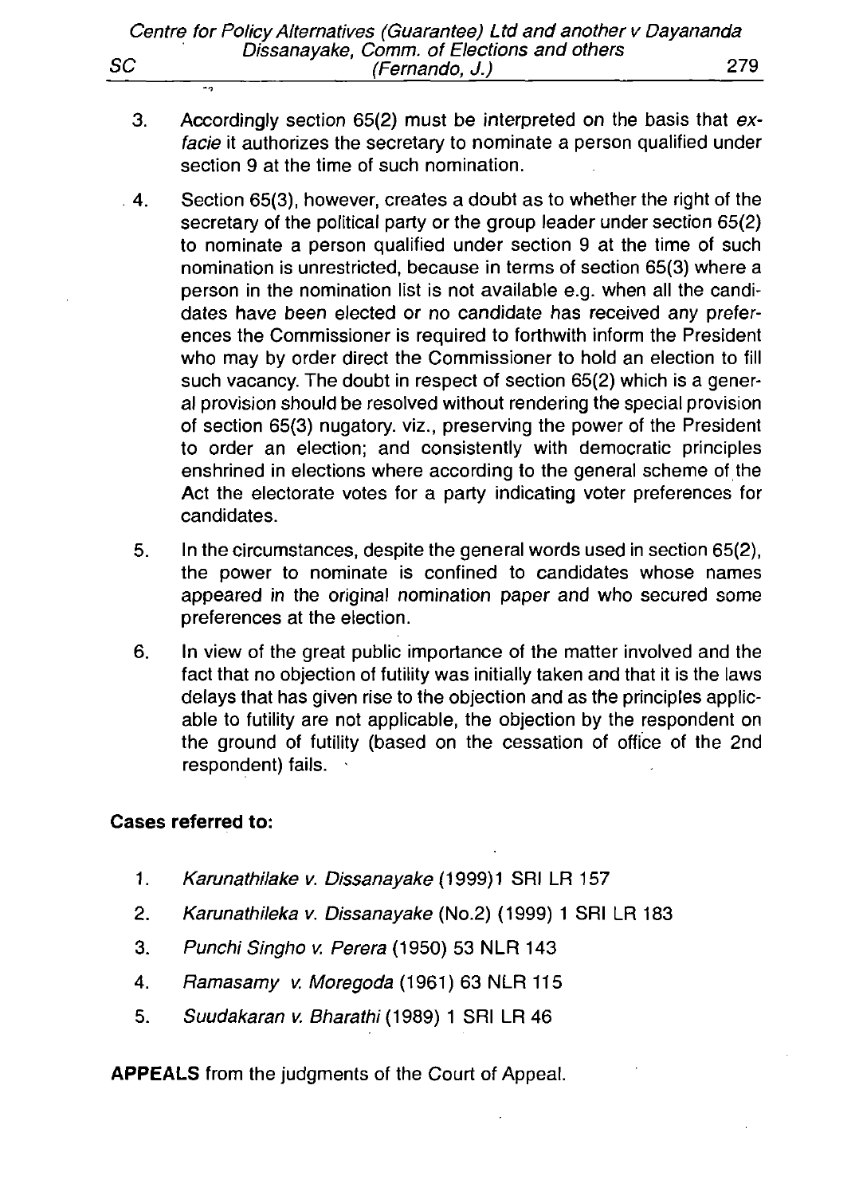3. Accordingly section 65(2) must be interpreted on the basis that *ex-facie* it authorizes the secretary to nominate a person qualified under section 9 at the time of such nomination.

4. Section 65(3), however, creates a doubt as to whether the right of the secretary of the political party or the group leader under section 65(2) to nominate a person qualified under section 9 at the time of such nomination is unrestricted, because in terms of section 65(3) where a person in the nomination list is not available e.g. when all the candidates have been elected or no candidate has received any preferences the Commissioner is required to forthwith inform the President who may by order direct the Commissioner to hold an election to fill such vacancy. The doubt in respect of section 65(2) which is a general provision should be resolved without rendering the special provision of section 65(3) nugatory. viz., preserving the power of the President to order an election; and consistently with democratic principles enshrined in elections where according to the general scheme of the Act the electorate votes for a party indicating voter preferences for candidates.

5. In the circumstances, despite the general words used in section 65(2), the power to nominate is confined to candidates whose names appeared in the original nomination paper and who secured some preferences at the election.

6. In view of the great public importance of the matter involved and the fact that no objection of futility was initially taken and that it is the laws delays that has given rise to the objection and as the principles applicable to futility are not applicable, the objection by the respondent on the ground of futility (based on the cessation of office of the 2nd respondent) fails.

**Cases referred to:**

1. *Karunathilake v. Dissanayake* (1999)1 SRI LR 157
2. *Karunathileka v. Dissanayake* (No.2) (1999) 1 SRI LR 183
3. *Punchi Singho v. Perera* (1950) 53 NLR 143
4. *Ramasamy v. Moregoda* (1961) 63 NLR 115
5. *Suudakaran v. Bharathi* (1989) 1 SRI LR 46

**APPEALS** from the judgments of the Court of Appeal.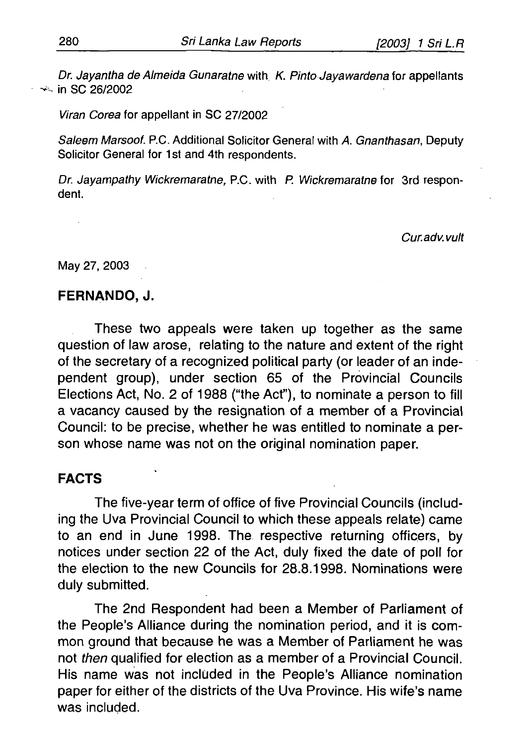*Dr. Jayantha de Almeida Gunaratne* with *K. Pinto Jayawardena* for appellants in SC 26/2002

*Viran Corea* for appellant in SC 27/2002

*Saleem Marsoof.* P.C. Additional Solicitor General with *A. Gnanthasan*, Deputy Solicitor General for 1st and 4th respondents.

*Dr. Jayampathy Wickremaratne,* P.C. with *P. Wickremaratne* for 3rd respondent.

*Cur.adv.vult*

May 27, 2003

**FERNANDO, J.**

These two appeals were taken up together as the same question of law arose, relating to the nature and extent of the right of the secretary of a recognized political party (or leader of an independent group), under section 65 of the Provincial Councils Elections Act, No. 2 of 1988 ("the Act"), to nominate a person to fill a vacancy caused by the resignation of a member of a Provincial Council: to be precise, whether he was entitled to nominate a person whose name was not on the original nomination paper.

**FACTS**

The five-year term of office of five Provincial Councils (including the Uva Provincial Council to which these appeals relate) came to an end in June 1998. The respective returning officers, by notices under section 22 of the Act, duly fixed the date of poll for the election to the new Councils for 28.8.1998. Nominations were duly submitted.

The 2nd Respondent had been a Member of Parliament of the People's Alliance during the nomination period, and it is common ground that because he was a Member of Parliament he was not *then* qualified for election as a member of a Provincial Council. His name was not included in the People's Alliance nomination paper for either of the districts of the Uva Province. His wife's name was included.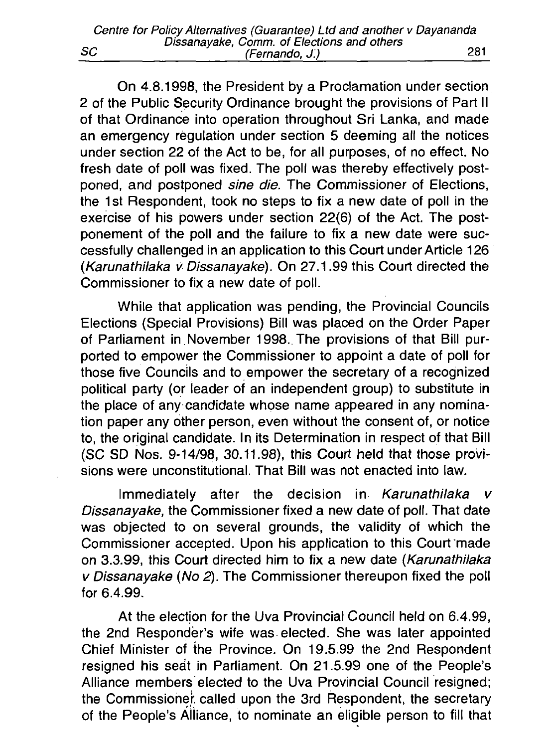On 4.8.1998, the President by a Proclamation under section 2 of the Public Security Ordinance brought the provisions of Part II of that Ordinance into operation throughout Sri Lanka, and made an emergency regulation under section 5 deeming all the notices under section 22 of the Act to be, for all purposes, of no effect. No fresh date of poll was fixed. The poll was thereby effectively postponed, and postponed *sine die*. The Commissioner of Elections, the 1st Respondent, took no steps to fix a new date of poll in the exercise of his powers under section 22(6) of the Act. The postponement of the poll and the failure to fix a new date were successfully challenged in an application to this Court under Article 126 (*Karunathilaka v Dissanayake*). On 27.1.99 this Court directed the Commissioner to fix a new date of poll.

While that application was pending, the Provincial Councils Elections (Special Provisions) Bill was placed on the Order Paper of Parliament in November 1998. The provisions of that Bill purported to empower the Commissioner to appoint a date of poll for those five Councils and to empower the secretary of a recognized political party (or leader of an independent group) to substitute in the place of any candidate whose name appeared in any nomination paper any other person, even without the consent of, or notice to, the original candidate. In its Determination in respect of that Bill (SC SD Nos. 9-14/98, 30.11.98), this Court held that those provisions were unconstitutional. That Bill was not enacted into law.

Immediately after the decision in *Karunathilaka v Dissanayake,* the Commissioner fixed a new date of poll. That date was objected to on several grounds, the validity of which the Commissioner accepted. Upon his application to this Court made on 3.3.99, this Court directed him to fix a new date (*Karunathilaka v Dissanayake (No 2)*. The Commissioner thereupon fixed the poll for 6.4.99.

At the election for the Uva Provincial Council held on 6.4.99, the 2nd Responder's wife was elected. She was later appointed Chief Minister of the Province. On 19.5.99 the 2nd Respondent resigned his seat in Parliament. On 21.5.99 one of the People's Alliance members elected to the Uva Provincial Council resigned; the Commissioner called upon the 3rd Respondent, the secretary of the People's Alliance, to nominate an eligible person to fill that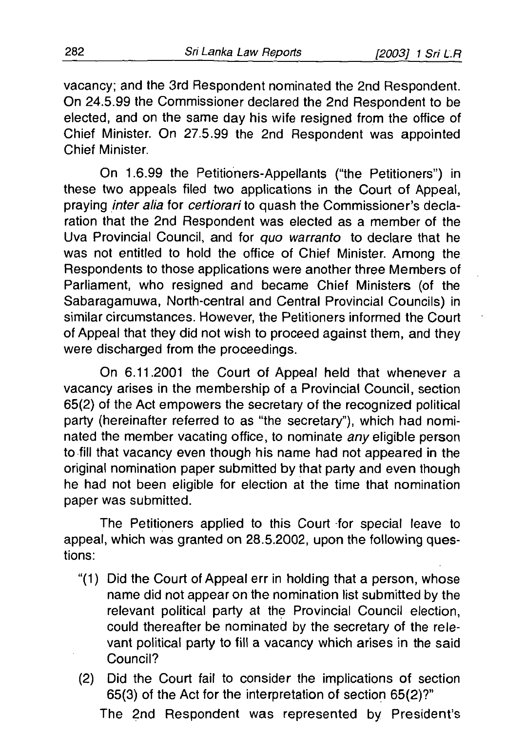vacancy; and the 3rd Respondent nominated the 2nd Respondent. On 24.5.99 the Commissioner declared the 2nd Respondent to be elected, and on the same day his wife resigned from the office of Chief Minister. On 27.5.99 the 2nd Respondent was appointed Chief Minister.

On 1.6.99 the Petitioners-Appellants ("the Petitioners") in these two appeals filed two applications in the Court of Appeal, praying *inter alia* for *certiorari* to quash the Commissioner's declaration that the 2nd Respondent was elected as a member of the Uva Provincial Council, and for *quo warranto* to declare that he was not entitled to hold the office of Chief Minister. Among the Respondents to those applications were another three Members of Parliament, who resigned and became Chief Ministers (of the Sabaragamuwa, North-central and Central Provincial Councils) in similar circumstances. However, the Petitioners informed the Court of Appeal that they did not wish to proceed against them, and they were discharged from the proceedings.

On 6.11.2001 the Court of Appeal held that whenever a vacancy arises in the membership of a Provincial Council, section 65(2) of the Act empowers the secretary of the recognized political party (hereinafter referred to as "the secretary"), which had nominated the member vacating office, to nominate *any* eligible person to fill that vacancy even though his name had not appeared in the original nomination paper submitted by that party and even though he had not been eligible for election at the time that nomination paper was submitted.

The Petitioners applied to this Court for special leave to appeal, which was granted on 28.5.2002, upon the following questions:

"(1) Did the Court of Appeal err in holding that a person, whose name did not appear on the nomination list submitted by the relevant political party at the Provincial Council election, could thereafter be nominated by the secretary of the relevant political party to fill a vacancy which arises in the said Council?

(2) Did the Court fail to consider the implications of section 65(3) of the Act for the interpretation of section 65(2)?"

The 2nd Respondent was represented by President's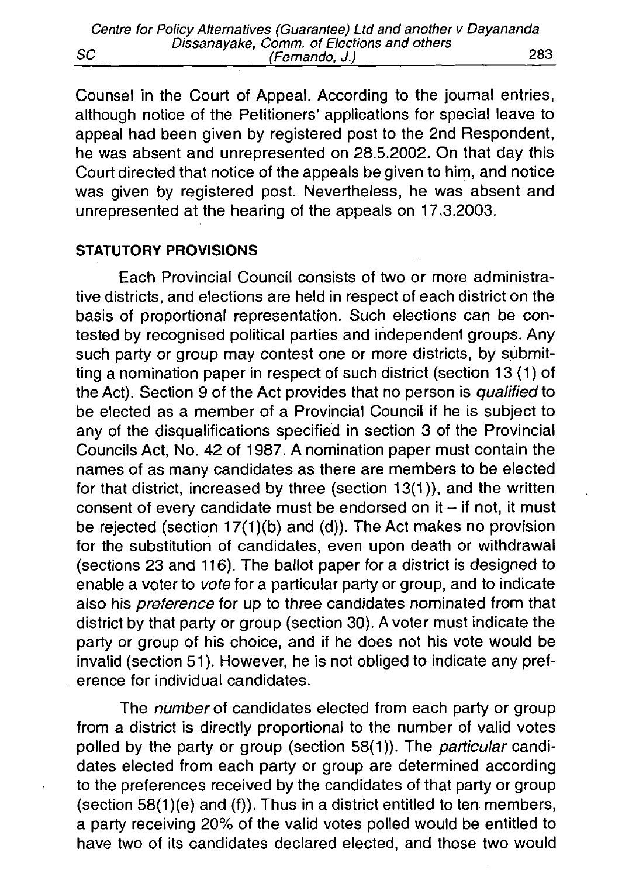Counsel in the Court of Appeal. According to the journal entries, although notice of the Petitioners' applications for special leave to appeal had been given by registered post to the 2nd Respondent, he was absent and unrepresented on 28.5.2002. On that day this Court directed that notice of the appeals be given to him, and notice was given by registered post. Nevertheless, he was absent and unrepresented at the hearing of the appeals on 17.3.2003.

**STATUTORY PROVISIONS**

Each Provincial Council consists of two or more administrative districts, and elections are held in respect of each district on the basis of proportional representation. Such elections can be contested by recognised political parties and independent groups. Any such party or group may contest one or more districts, by submitting a nomination paper in respect of such district (section 13 (1) of the Act). Section 9 of the Act provides that no person is *qualified* to be elected as a member of a Provincial Council if he is subject to any of the disqualifications specified in section 3 of the Provincial Councils Act, No. 42 of 1987. A nomination paper must contain the names of as many candidates as there are members to be elected for that district, increased by three (section 13(1)), and the written consent of every candidate must be endorsed on it – if not, it must be rejected (section 17(1)(b) and (d)). The Act makes no provision for the substitution of candidates, even upon death or withdrawal (sections 23 and 116). The ballot paper for a district is designed to enable a voter to *vote* for a particular party or group, and to indicate also his *preference* for up to three candidates nominated from that district by that party or group (section 30). A voter must indicate the party or group of his choice, and if he does not his vote would be invalid (section 51). However, he is not obliged to indicate any preference for individual candidates.

The *number* of candidates elected from each party or group from a district is directly proportional to the number of valid votes polled by the party or group (section 58(1)). The *particular* candidates elected from each party or group are determined according to the preferences received by the candidates of that party or group (section 58(1)(e) and (f)). Thus in a district entitled to ten members, a party receiving 20% of the valid votes polled would be entitled to have two of its candidates declared elected, and those two would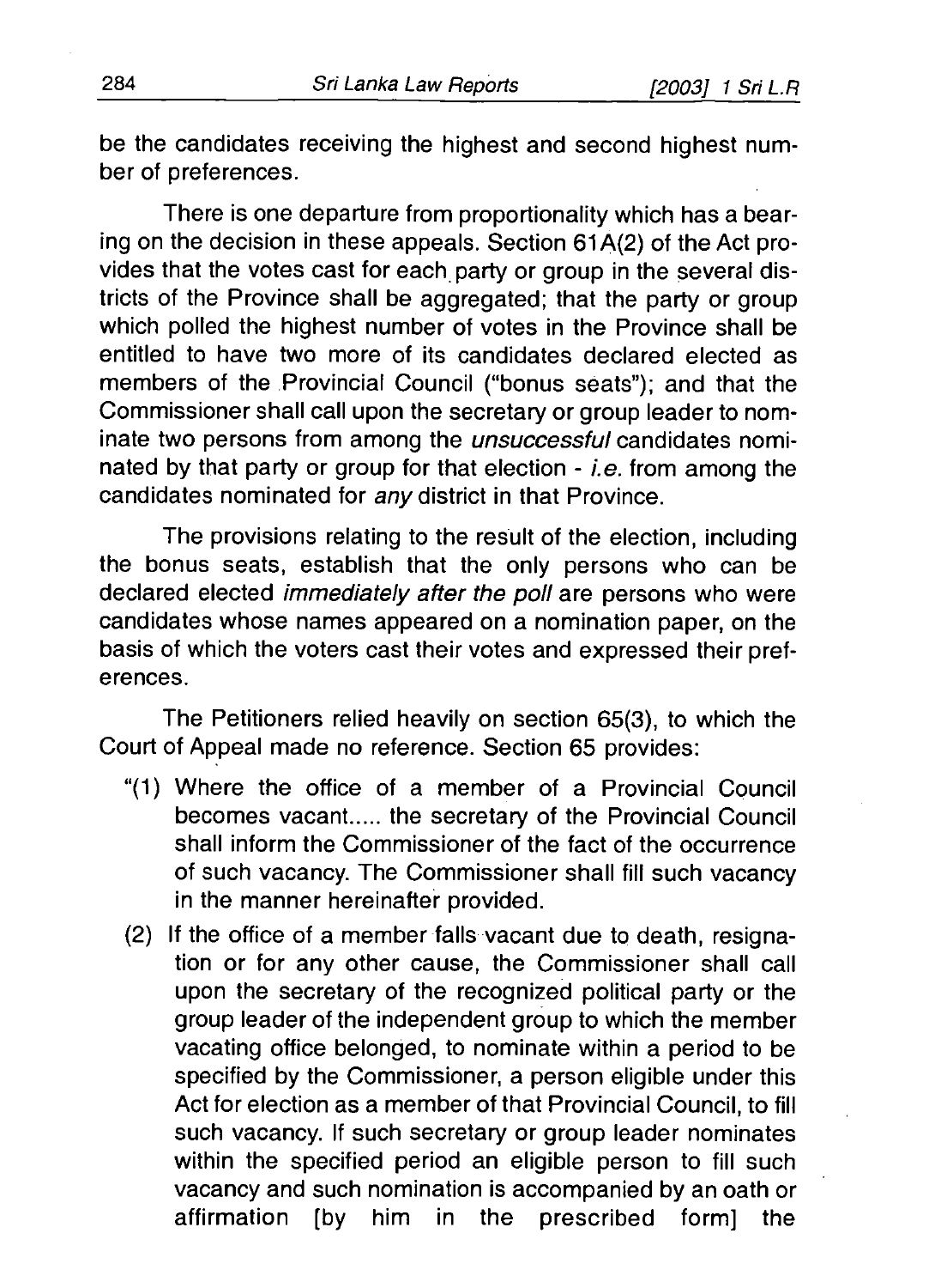be the candidates receiving the highest and second highest number of preferences.

There is one departure from proportionality which has a bearing on the decision in these appeals. Section 61A(2) of the Act provides that the votes cast for each party or group in the several districts of the Province shall be aggregated; that the party or group which polled the highest number of votes in the Province shall be entitled to have two more of its candidates declared elected as members of the Provincial Council ("bonus seats"); and that the Commissioner shall call upon the secretary or group leader to nominate two persons from among the *unsuccessful* candidates nominated by that party or group for that election - *i.e.* from among the candidates nominated for *any* district in that Province.

The provisions relating to the result of the election, including the bonus seats, establish that the only persons who can be declared elected *immediately after the poll* are persons who were candidates whose names appeared on a nomination paper, on the basis of which the voters cast their votes and expressed their preferences.

The Petitioners relied heavily on section 65(3), to which the Court of Appeal made no reference. Section 65 provides:

"(1) Where the office of a member of a Provincial Council becomes vacant..... the secretary of the Provincial Council shall inform the Commissioner of the fact of the occurrence of such vacancy. The Commissioner shall fill such vacancy in the manner hereinafter provided.

(2) If the office of a member falls vacant due to death, resignation or for any other cause, the Commissioner shall call upon the secretary of the recognized political party or the group leader of the independent group to which the member vacating office belonged, to nominate within a period to be specified by the Commissioner, a person eligible under this Act for election as a member of that Provincial Council, to fill such vacancy. If such secretary or group leader nominates within the specified period an eligible person to fill such vacancy and such nomination is accompanied by an oath or affirmation [by him in the prescribed form] the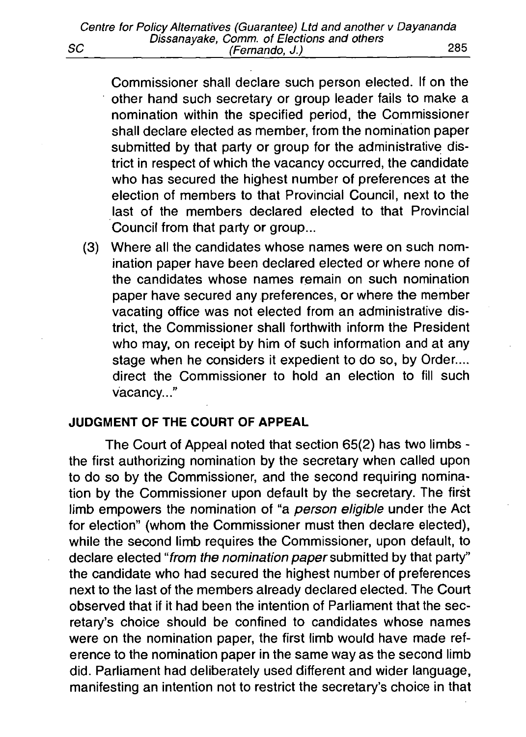Commissioner shall declare such person elected. If on the other hand such secretary or group leader fails to make a nomination within the specified period, the Commissioner shall declare elected as member, from the nomination paper submitted by that party or group for the administrative district in respect of which the vacancy occurred, the candidate who has secured the highest number of preferences at the election of members to that Provincial Council, next to the last of the members declared elected to that Provincial Council from that party or group...

(3) Where all the candidates whose names were on such nomination paper have been declared elected or where none of the candidates whose names remain on such nomination paper have secured any preferences, or where the member vacating office was not elected from an administrative district, the Commissioner shall forthwith inform the President who may, on receipt by him of such information and at any stage when he considers it expedient to do so, by Order.... direct the Commissioner to hold an election to fill such vacancy..."

**JUDGMENT OF THE COURT OF APPEAL**

The Court of Appeal noted that section 65(2) has two limbs - the first authorizing nomination by the secretary when called upon to do so by the Commissioner, and the second requiring nomination by the Commissioner upon default by the secretary. The first limb empowers the nomination of "a *person eligible* under the Act for election" (whom the Commissioner must then declare elected), while the second limb requires the Commissioner, upon default, to declare elected "*from the nomination paper* submitted by that party" the candidate who had secured the highest number of preferences next to the last of the members already declared elected. The Court observed that if it had been the intention of Parliament that the secretary's choice should be confined to candidates whose names were on the nomination paper, the first limb would have made reference to the nomination paper in the same way as the second limb did. Parliament had deliberately used different and wider language, manifesting an intention not to restrict the secretary's choice in that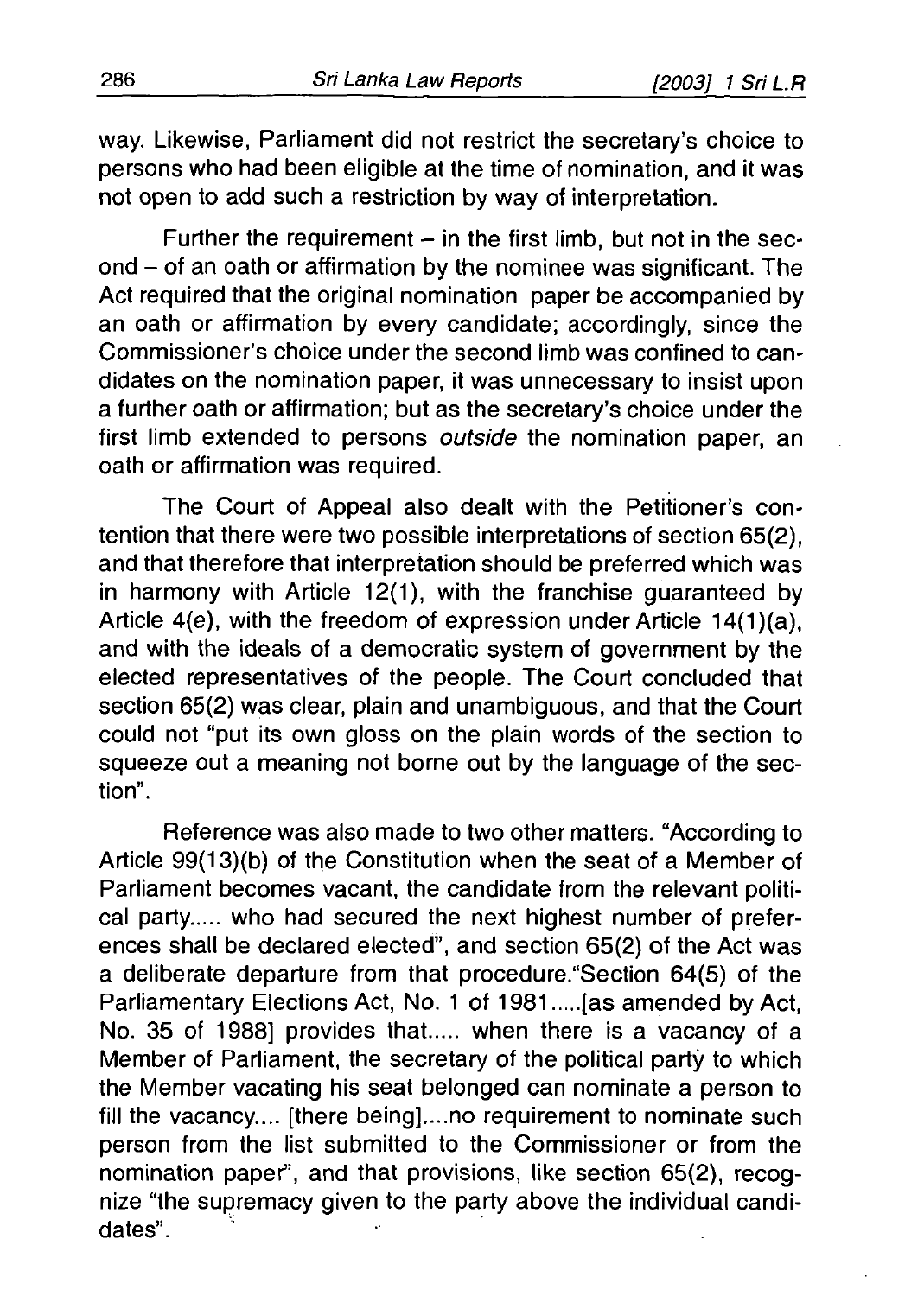way. Likewise, Parliament did not restrict the secretary's choice to persons who had been eligible at the time of nomination, and it was not open to add such a restriction by way of interpretation.

Further the requirement – in the first limb, but not in the second – of an oath or affirmation by the nominee was significant. The Act required that the original nomination paper be accompanied by an oath or affirmation by every candidate; accordingly, since the Commissioner's choice under the second limb was confined to candidates on the nomination paper, it was unnecessary to insist upon a further oath or affirmation; but as the secretary's choice under the first limb extended to persons *outside* the nomination paper, an oath or affirmation was required.

The Court of Appeal also dealt with the Petitioner's contention that there were two possible interpretations of section 65(2), and that therefore that interpretation should be preferred which was in harmony with Article 12(1), with the franchise guaranteed by Article 4(e), with the freedom of expression under Article 14(1)(a), and with the ideals of a democratic system of government by the elected representatives of the people. The Court concluded that section 65(2) was clear, plain and unambiguous, and that the Court could not "put its own gloss on the plain words of the section to squeeze out a meaning not borne out by the language of the section".

Reference was also made to two other matters. "According to Article 99(13)(b) of the Constitution when the seat of a Member of Parliament becomes vacant, the candidate from the relevant political party..... who had secured the next highest number of preferences shall be declared elected", and section 65(2) of the Act was a deliberate departure from that procedure."Section 64(5) of the Parliamentary Elections Act, No. 1 of 1981.....[as amended by Act, No. 35 of 1988] provides that..... when there is a vacancy of a Member of Parliament, the secretary of the political party to which the Member vacating his seat belonged can nominate a person to fill the vacancy.... [there being]....no requirement to nominate such person from the list submitted to the Commissioner or from the nomination paper", and that provisions, like section 65(2), recognize "the supremacy given to the party above the individual candidates".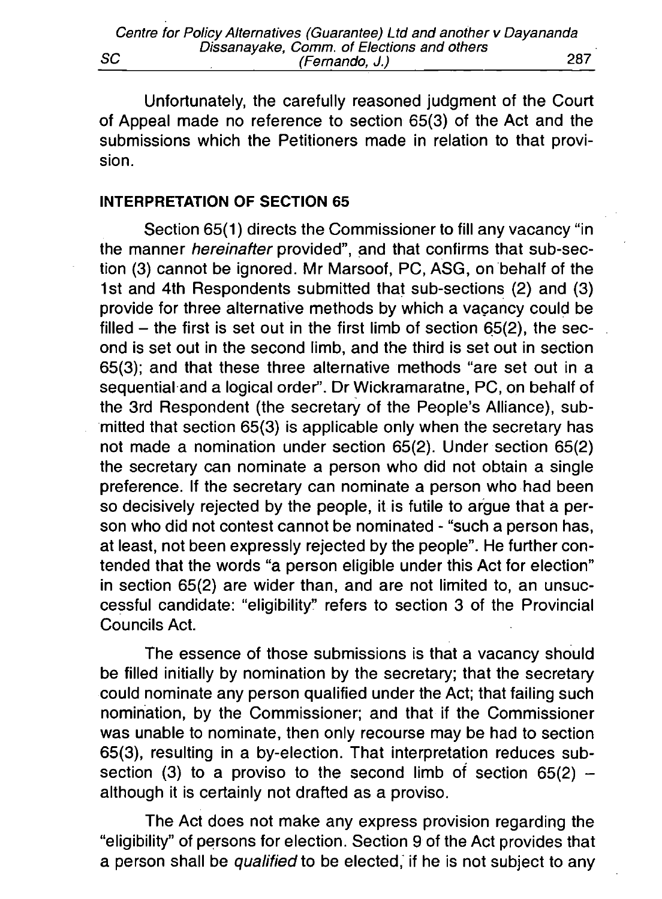Unfortunately, the carefully reasoned judgment of the Court of Appeal made no reference to section 65(3) of the Act and the submissions which the Petitioners made in relation to that provision.

**INTERPRETATION OF SECTION 65**

Section 65(1) directs the Commissioner to fill any vacancy "in the manner *hereinafter* provided", and that confirms that sub-section (3) cannot be ignored. Mr Marsoof, PC, ASG, on behalf of the 1st and 4th Respondents submitted that sub-sections (2) and (3) provide for three alternative methods by which a vacancy could be filled – the first is set out in the first limb of section 65(2), the second is set out in the second limb, and the third is set out in section 65(3); and that these three alternative methods "are set out in a sequential and a logical order". Dr Wickramaratne, PC, on behalf of the 3rd Respondent (the secretary of the People's Alliance), submitted that section 65(3) is applicable only when the secretary has not made a nomination under section 65(2). Under section 65(2) the secretary can nominate a person who did not obtain a single preference. If the secretary can nominate a person who had been so decisively rejected by the people, it is futile to argue that a person who did not contest cannot be nominated - "such a person has, at least, not been expressly rejected by the people". He further contended that the words "a person eligible under this Act for election" in section 65(2) are wider than, and are not limited to, an unsuccessful candidate: "eligibility" refers to section 3 of the Provincial Councils Act.

The essence of those submissions is that a vacancy should be filled initially by nomination by the secretary; that the secretary could nominate any person qualified under the Act; that failing such nomination, by the Commissioner; and that if the Commissioner was unable to nominate, then only recourse may be had to section 65(3), resulting in a by-election. That interpretation reduces sub-section (3) to a proviso to the second limb of section 65(2) – although it is certainly not drafted as a proviso.

The Act does not make any express provision regarding the "eligibility" of persons for election. Section 9 of the Act provides that a person shall be *qualified* to be elected, if he is not subject to any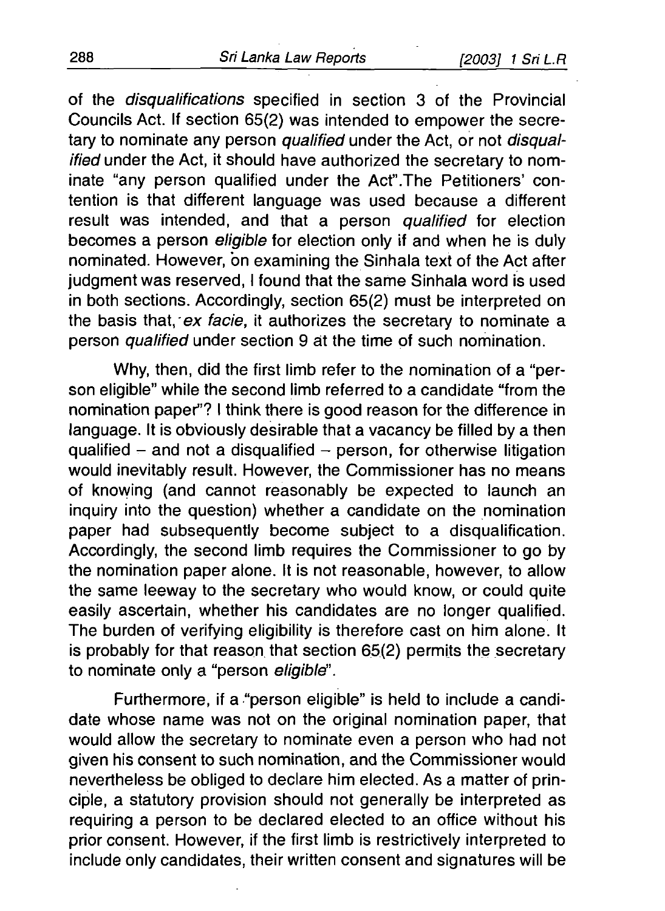of the *disqualifications* specified in section 3 of the Provincial Councils Act. If section 65(2) was intended to empower the secretary to nominate any person *qualified* under the Act, or not *disqualified* under the Act, it should have authorized the secretary to nominate "any person qualified under the Act".The Petitioners' contention is that different language was used because a different result was intended, and that a person *qualified* for election becomes a person *eligible* for election only if and when he is duly nominated. However, on examining the Sinhala text of the Act after judgment was reserved, I found that the same Sinhala word is used in both sections. Accordingly, section 65(2) must be interpreted on the basis that, *ex facie,* it authorizes the secretary to nominate a person *qualified* under section 9 at the time of such nomination.

Why, then, did the first limb refer to the nomination of a "person eligible" while the second limb referred to a candidate "from the nomination paper"? I think there is good reason for the difference in language. It is obviously desirable that a vacancy be filled by a then qualified – and not a disqualified – person, for otherwise litigation would inevitably result. However, the Commissioner has no means of knowing (and cannot reasonably be expected to launch an inquiry into the question) whether a candidate on the nomination paper had subsequently become subject to a disqualification. Accordingly, the second limb requires the Commissioner to go by the nomination paper alone. It is not reasonable, however, to allow the same leeway to the secretary who would know, or could quite easily ascertain, whether his candidates are no longer qualified. The burden of verifying eligibility is therefore cast on him alone. It is probably for that reason that section 65(2) permits the secretary to nominate only a "person *eligible*".

Furthermore, if a "person eligible" is held to include a candidate whose name was not on the original nomination paper, that would allow the secretary to nominate even a person who had not given his consent to such nomination, and the Commissioner would nevertheless be obliged to declare him elected. As a matter of principle, a statutory provision should not generally be interpreted as requiring a person to be declared elected to an office without his prior consent. However, if the first limb is restrictively interpreted to include only candidates, their written consent and signatures will be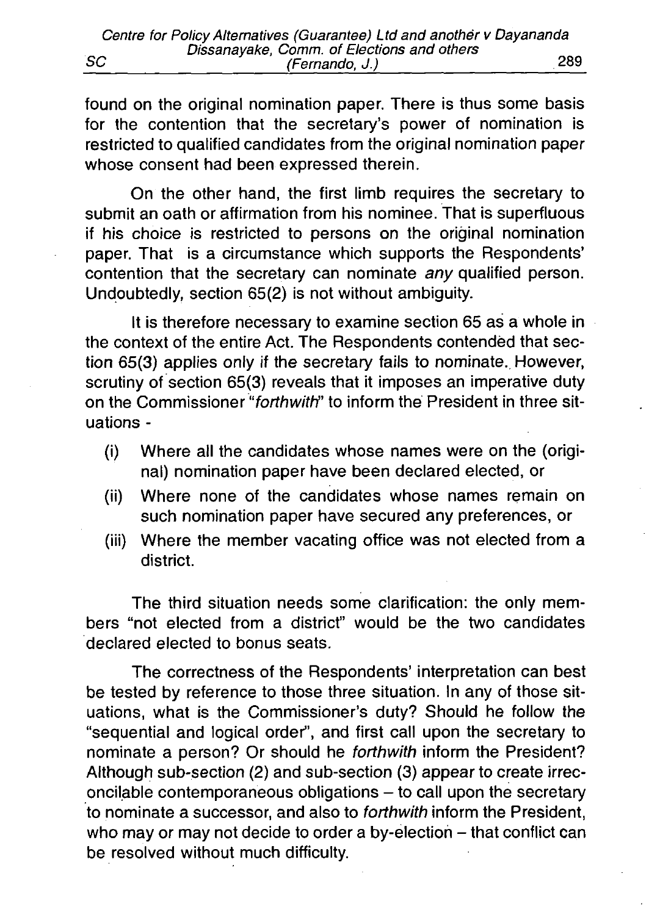found on the original nomination paper. There is thus some basis for the contention that the secretary's power of nomination is restricted to qualified candidates from the original nomination paper whose consent had been expressed therein.

On the other hand, the first limb requires the secretary to submit an oath or affirmation from his nominee. That is superfluous if his choice is restricted to persons on the original nomination paper. That is a circumstance which supports the Respondents' contention that the secretary can nominate *any* qualified person. Undoubtedly, section 65(2) is not without ambiguity.

It is therefore necessary to examine section 65 as a whole in the context of the entire Act. The Respondents contended that section 65(3) applies only if the secretary fails to nominate. However, scrutiny of section 65(3) reveals that it imposes an imperative duty on the Commissioner "*forthwith*" to inform the President in three situations -

(i) Where all the candidates whose names were on the (original) nomination paper have been declared elected, or
(ii) Where none of the candidates whose names remain on such nomination paper have secured any preferences, or
(iii) Where the member vacating office was not elected from a district.

The third situation needs some clarification: the only members "not elected from a district" would be the two candidates declared elected to bonus seats.

The correctness of the Respondents' interpretation can best be tested by reference to those three situation. In any of those situations, what is the Commissioner's duty? Should he follow the "sequential and logical order", and first call upon the secretary to nominate a person? Or should he *forthwith* inform the President? Although sub-section (2) and sub-section (3) appear to create irreconcilable contemporaneous obligations – to call upon the secretary to nominate a successor, and also to *forthwith* inform the President, who may or may not decide to order a by-election – that conflict can be resolved without much difficulty.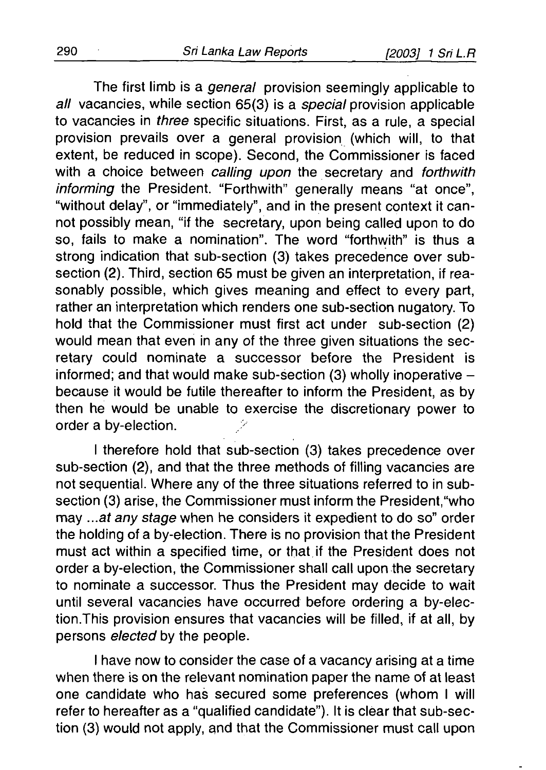The first limb is a *general* provision seemingly applicable to *all* vacancies, while section 65(3) is a *special* provision applicable to vacancies in *three* specific situations. First, as a rule, a special provision prevails over a general provision (which will, to that extent, be reduced in scope). Second, the Commissioner is faced with a choice between *calling upon* the secretary and *forthwith informing* the President. "Forthwith" generally means "at once", "without delay", or "immediately", and in the present context it cannot possibly mean, "if the secretary, upon being called upon to do so, fails to make a nomination". The word "forthwith" is thus a strong indication that sub-section (3) takes precedence over sub-section (2). Third, section 65 must be given an interpretation, if reasonably possible, which gives meaning and effect to every part, rather an interpretation which renders one sub-section nugatory. To hold that the Commissioner must first act under sub-section (2) would mean that even in any of the three given situations the secretary could nominate a successor before the President is informed; and that would make sub-section (3) wholly inoperative – because it would be futile thereafter to inform the President, as by then he would be unable to exercise the discretionary power to order a by-election.

I therefore hold that sub-section (3) takes precedence over sub-section (2), and that the three methods of filling vacancies are not sequential. Where any of the three situations referred to in sub-section (3) arise, the Commissioner must inform the President,"who may ...*at any stage* when he considers it expedient to do so" order the holding of a by-election. There is no provision that the President must act within a specified time, or that if the President does not order a by-election, the Commissioner shall call upon the secretary to nominate a successor. Thus the President may decide to wait until several vacancies have occurred before ordering a by-election.This provision ensures that vacancies will be filled, if at all, by persons *elected* by the people.

I have now to consider the case of a vacancy arising at a time when there is on the relevant nomination paper the name of at least one candidate who has secured some preferences (whom I will refer to hereafter as a "qualified candidate"). It is clear that sub-section (3) would not apply, and that the Commissioner must call upon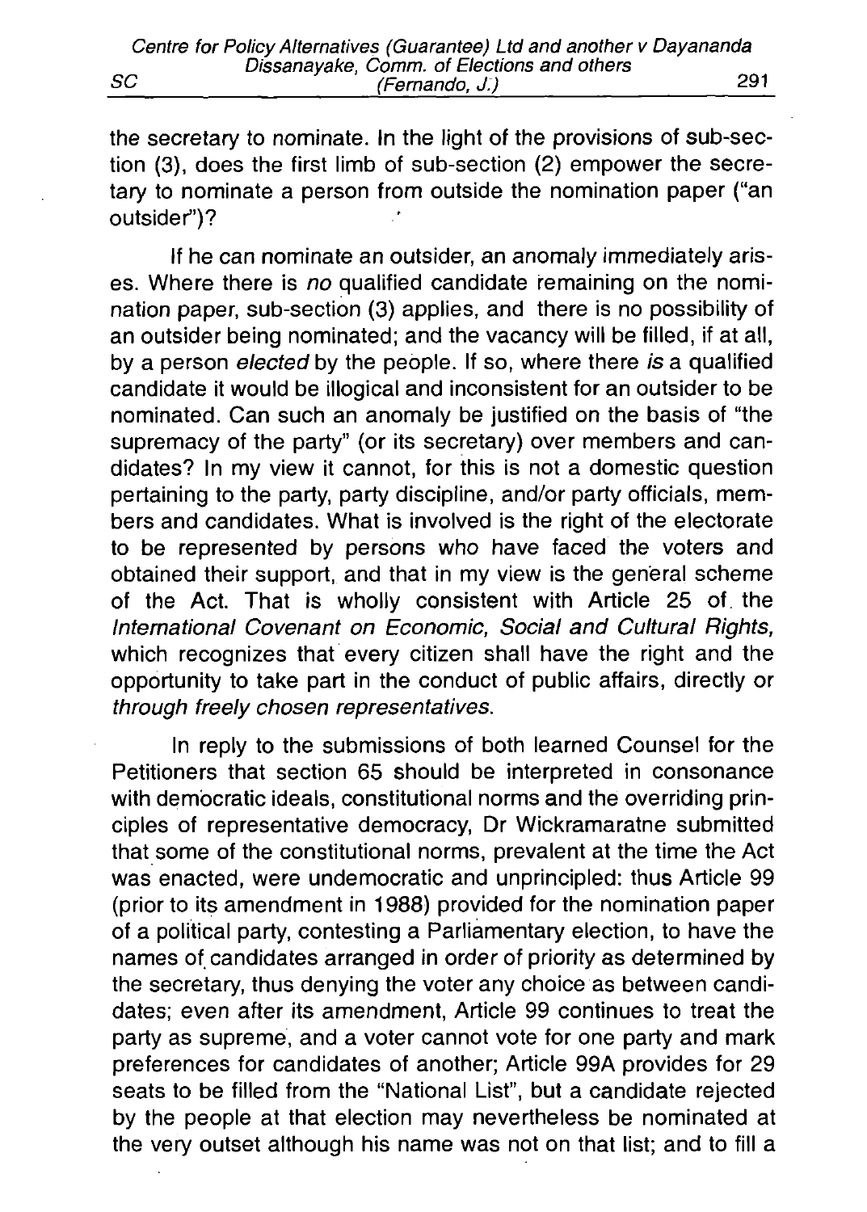the secretary to nominate. In the light of the provisions of sub-section (3), does the first limb of sub-section (2) empower the secretary to nominate a person from outside the nomination paper ("an outsider")?

If he can nominate an outsider, an anomaly immediately arises. Where there is *no* qualified candidate remaining on the nomination paper, sub-section (3) applies, and there is no possibility of an outsider being nominated; and the vacancy will be filled, if at all, by a person *elected* by the people. If so, where there *is* a qualified candidate it would be illogical and inconsistent for an outsider to be nominated. Can such an anomaly be justified on the basis of "the supremacy of the party" (or its secretary) over members and candidates? In my view it cannot, for this is not a domestic question pertaining to the party, party discipline, and/or party officials, members and candidates. What is involved is the right of the electorate to be represented by persons who have faced the voters and obtained their support, and that in my view is the general scheme of the Act. That is wholly consistent with Article 25 of the *International Covenant on Economic, Social and Cultural Rights,* which recognizes that every citizen shall have the right and the opportunity to take part in the conduct of public affairs, directly or *through freely chosen representatives.*

In reply to the submissions of both learned Counsel for the Petitioners that section 65 should be interpreted in consonance with democratic ideals, constitutional norms and the overriding principles of representative democracy, Dr Wickramaratne submitted that some of the constitutional norms, prevalent at the time the Act was enacted, were undemocratic and unprincipled: thus Article 99 (prior to its amendment in 1988) provided for the nomination paper of a political party, contesting a Parliamentary election, to have the names of candidates arranged in order of priority as determined by the secretary, thus denying the voter any choice as between candidates; even after its amendment, Article 99 continues to treat the party as supreme, and a voter cannot vote for one party and mark preferences for candidates of another; Article 99A provides for 29 seats to be filled from the "National List", but a candidate rejected by the people at that election may nevertheless be nominated at the very outset although his name was not on that list; and to fill a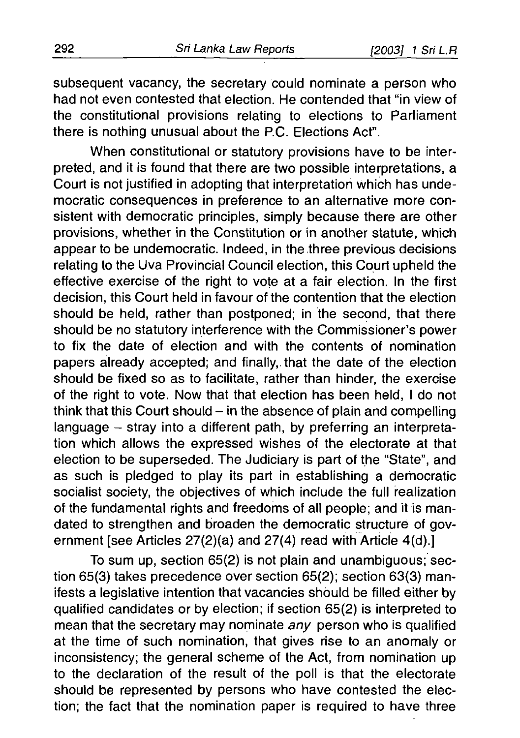subsequent vacancy, the secretary could nominate a person who had not even contested that election. He contended that "in view of the constitutional provisions relating to elections to Parliament there is nothing unusual about the P.C. Elections Act".

When constitutional or statutory provisions have to be interpreted, and it is found that there are two possible interpretations, a Court is not justified in adopting that interpretation which has undemocratic consequences in preference to an alternative more consistent with democratic principles, simply because there are other provisions, whether in the Constitution or in another statute, which appear to be undemocratic. Indeed, in the three previous decisions relating to the Uva Provincial Council election, this Court upheld the effective exercise of the right to vote at a fair election. In the first decision, this Court held in favour of the contention that the election should be held, rather than postponed; in the second, that there should be no statutory interference with the Commissioner's power to fix the date of election and with the contents of nomination papers already accepted; and finally, that the date of the election should be fixed so as to facilitate, rather than hinder, the exercise of the right to vote. Now that that election has been held, I do not think that this Court should – in the absence of plain and compelling language – stray into a different path, by preferring an interpretation which allows the expressed wishes of the electorate at that election to be superseded. The Judiciary is part of the "State", and as such is pledged to play its part in establishing a democratic socialist society, the objectives of which include the full realization of the fundamental rights and freedoms of all people; and it is mandated to strengthen and broaden the democratic structure of government [see Articles 27(2)(a) and 27(4) read with Article 4(d).]

To sum up, section 65(2) is not plain and unambiguous; section 65(3) takes precedence over section 65(2); section 63(3) manifests a legislative intention that vacancies should be filled either by qualified candidates or by election; if section 65(2) is interpreted to mean that the secretary may nominate *any* person who is qualified at the time of such nomination, that gives rise to an anomaly or inconsistency; the general scheme of the Act, from nomination up to the declaration of the result of the poll is that the electorate should be represented by persons who have contested the election; the fact that the nomination paper is required to have three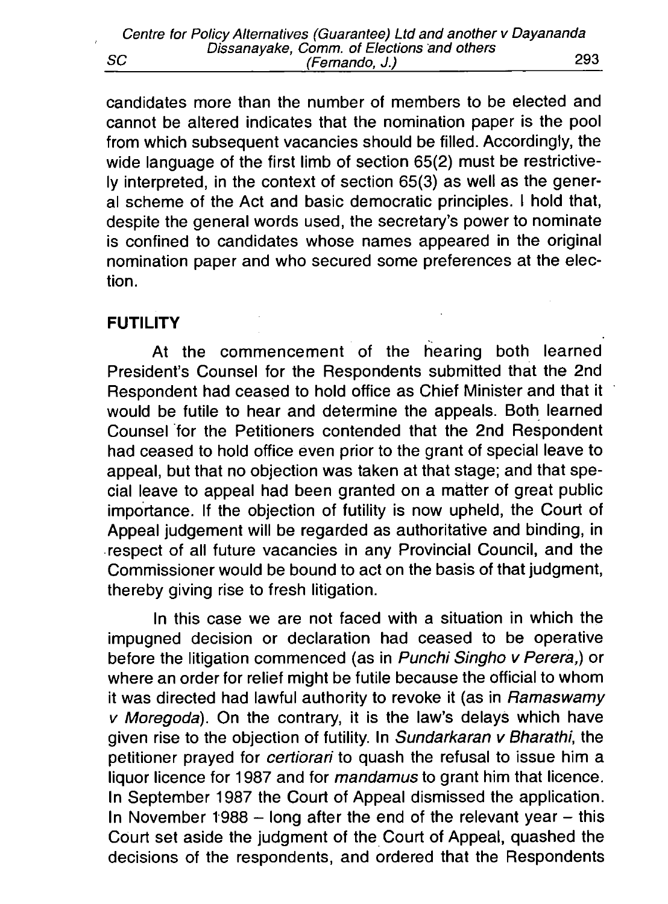candidates more than the number of members to be elected and cannot be altered indicates that the nomination paper is the pool from which subsequent vacancies should be filled. Accordingly, the wide language of the first limb of section 65(2) must be restrictively interpreted, in the context of section 65(3) as well as the general scheme of the Act and basic democratic principles. I hold that, despite the general words used, the secretary's power to nominate is confined to candidates whose names appeared in the original nomination paper and who secured some preferences at the election.

**FUTILITY**

At the commencement of the hearing both learned President's Counsel for the Respondents submitted that the 2nd Respondent had ceased to hold office as Chief Minister and that it would be futile to hear and determine the appeals. Both learned Counsel for the Petitioners contended that the 2nd Respondent had ceased to hold office even prior to the grant of special leave to appeal, but that no objection was taken at that stage; and that special leave to appeal had been granted on a matter of great public importance. If the objection of futility is now upheld, the Court of Appeal judgement will be regarded as authoritative and binding, in respect of all future vacancies in any Provincial Council, and the Commissioner would be bound to act on the basis of that judgment, thereby giving rise to fresh litigation.

In this case we are not faced with a situation in which the impugned decision or declaration had ceased to be operative before the litigation commenced (as in *Punchi Singho v Perera*,) or where an order for relief might be futile because the official to whom it was directed had lawful authority to revoke it (as in *Ramaswamy v Moregoda*). On the contrary, it is the law's delays which have given rise to the objection of futility. In *Sundarkaran v Bharathi*, the petitioner prayed for *certiorari* to quash the refusal to issue him a liquor licence for 1987 and for *mandamus* to grant him that licence. In September 1987 the Court of Appeal dismissed the application. In November 1988 – long after the end of the relevant year – this Court set aside the judgment of the Court of Appeal, quashed the decisions of the respondents, and ordered that the Respondents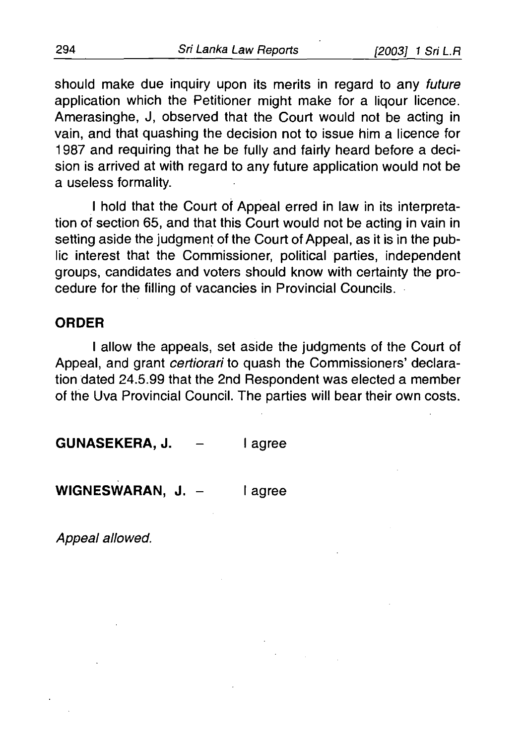should make due inquiry upon its merits in regard to any *future* application which the Petitioner might make for a liqour licence. Amerasinghe, J, observed that the Court would not be acting in vain, and that quashing the decision not to issue him a licence for 1987 and requiring that he be fully and fairly heard before a decision is arrived at with regard to any future application would not be a useless formality.

I hold that the Court of Appeal erred in law in its interpretation of section 65, and that this Court would not be acting in vain in setting aside the judgment of the Court of Appeal, as it is in the public interest that the Commissioner, political parties, independent groups, candidates and voters should know with certainty the procedure for the filling of vacancies in Provincial Councils.

## ORDER

I allow the appeals, set aside the judgments of the Court of Appeal, and grant *certiorari* to quash the Commissioners' declaration dated 24.5.99 that the 2nd Respondent was elected a member of the Uva Provincial Council. The parties will bear their own costs.

**GUNASEKERA, J.** – I agree

**WIGNESWARAN, J.** – I agree

*Appeal allowed.*